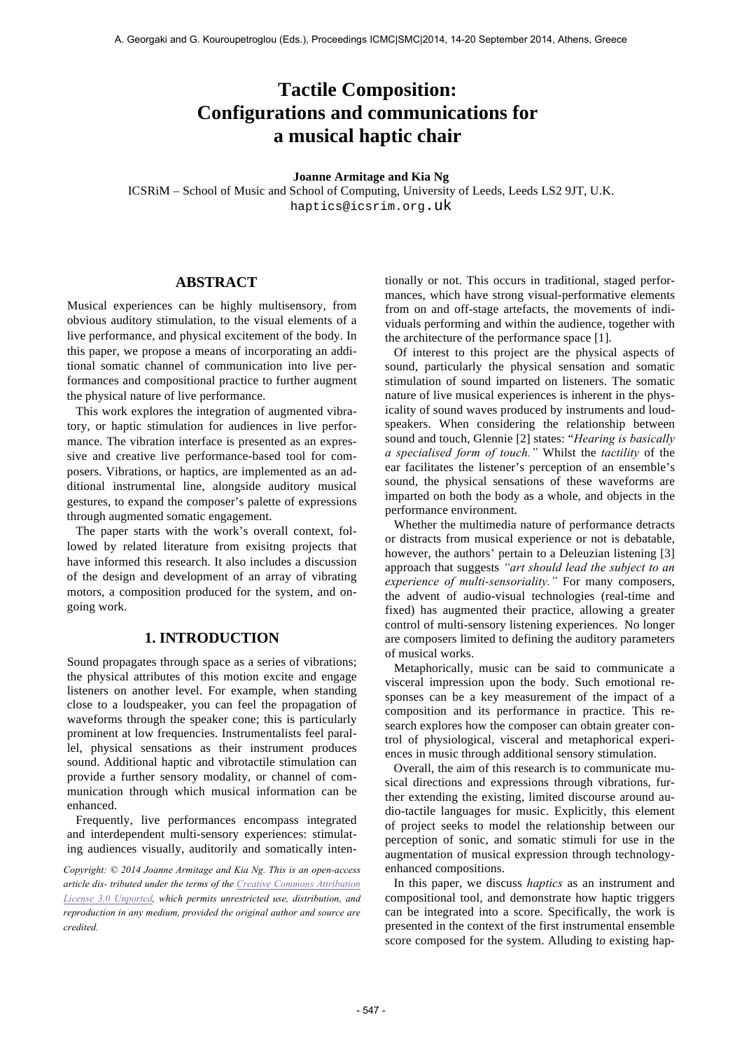# Tactile Composition: Configurations and communications for a musical haptic chair

**Joanne Armitage and Kia Ng**

ICSRiM – School of Music and School of Computing, University of Leeds, Leeds LS2 9JT, U.K.
haptics@icsrim.org.uk

## ABSTRACT

Musical experiences can be highly multisensory, from obvious auditory stimulation, to the visual elements of a live performance, and physical excitement of the body. In this paper, we propose a means of incorporating an additional somatic channel of communication into live performances and compositional practice to further augment the physical nature of live performance.

This work explores the integration of augmented vibratory, or haptic stimulation for audiences in live performance. The vibration interface is presented as an expressive and creative live performance-based tool for composers. Vibrations, or haptics, are implemented as an additional instrumental line, alongside auditory musical gestures, to expand the composer's palette of expressions through augmented somatic engagement.

The paper starts with the work's overall context, followed by related literature from exisitng projects that have informed this research. It also includes a discussion of the design and development of an array of vibrating motors, a composition produced for the system, and ongoing work.

## 1. INTRODUCTION

Sound propagates through space as a series of vibrations; the physical attributes of this motion excite and engage listeners on another level. For example, when standing close to a loudspeaker, you can feel the propagation of waveforms through the speaker cone; this is particularly prominent at low frequencies. Instrumentalists feel parallel, physical sensations as their instrument produces sound. Additional haptic and vibrotactile stimulation can provide a further sensory modality, or channel of communication through which musical information can be enhanced.

Frequently, live performances encompass integrated and interdependent multi-sensory experiences: stimulating audiences visually, auditorily and somatically intentionally or not. This occurs in traditional, staged performances, which have strong visual-performative elements from on and off-stage artefacts, the movements of individuals performing and within the audience, together with the architecture of the performance space [1].

Of interest to this project are the physical aspects of sound, particularly the physical sensation and somatic stimulation of sound imparted on listeners. The somatic nature of live musical experiences is inherent in the physicality of sound waves produced by instruments and loudspeakers. When considering the relationship between sound and touch, Glennie [2] states: "*Hearing is basically a specialised form of touch.*" Whilst the *tactility* of the ear facilitates the listener's perception of an ensemble's sound, the physical sensations of these waveforms are imparted on both the body as a whole, and objects in the performance environment.

Whether the multimedia nature of performance detracts or distracts from musical experience or not is debatable, however, the authors' pertain to a Deleuzian listening [3] approach that suggests *"art should lead the subject to an experience of multi-sensoriality."* For many composers, the advent of audio-visual technologies (real-time and fixed) has augmented their practice, allowing a greater control of multi-sensory listening experiences. No longer are composers limited to defining the auditory parameters of musical works.

Metaphorically, music can be said to communicate a visceral impression upon the body. Such emotional responses can be a key measurement of the impact of a composition and its performance in practice. This research explores how the composer can obtain greater control of physiological, visceral and metaphorical experiences in music through additional sensory stimulation.

Overall, the aim of this research is to communicate musical directions and expressions through vibrations, further extending the existing, limited discourse around audio-tactile languages for music. Explicitly, this element of project seeks to model the relationship between our perception of sonic, and somatic stimuli for use in the augmentation of musical expression through technology-enhanced compositions.

In this paper, we discuss *haptics* as an instrument and compositional tool, and demonstrate how haptic triggers can be integrated into a score. Specifically, the work is presented in the context of the first instrumental ensemble score composed for the system. Alluding to existing hap-

*Copyright: © 2014 Joanne Armitage and Kia Ng. This is an open-access article dis- tributed under the terms of the Creative Commons Attribution License 3.0 Unported, which permits unrestricted use, distribution, and reproduction in any medium, provided the original author and source are credited.*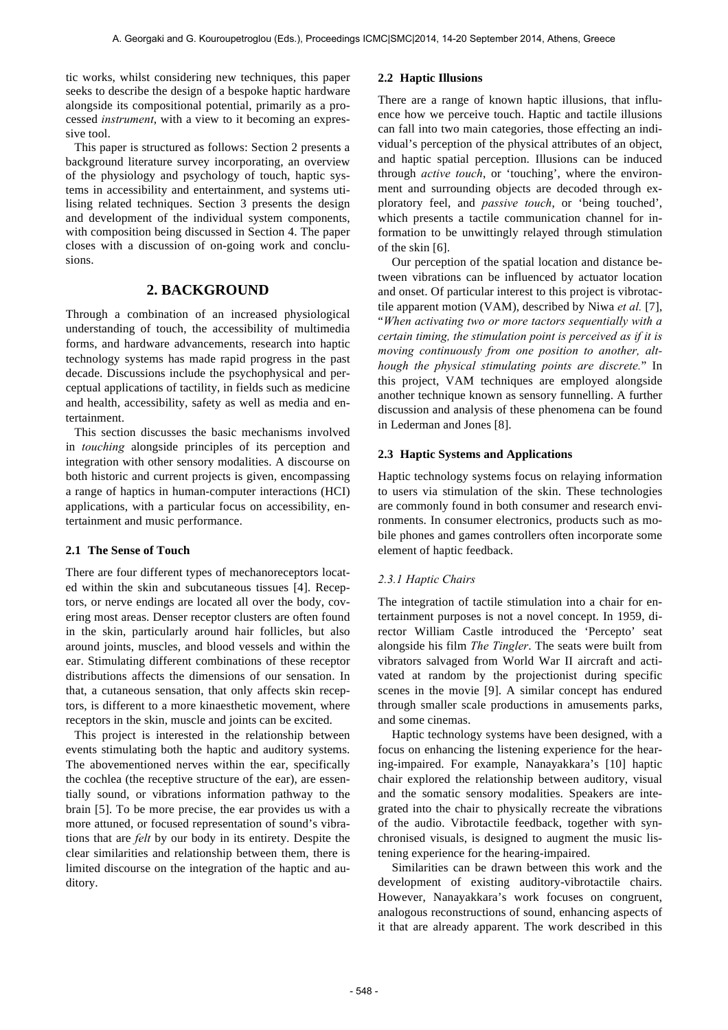tic works, whilst considering new techniques, this paper seeks to describe the design of a bespoke haptic hardware alongside its compositional potential, primarily as a processed *instrument*, with a view to it becoming an expressive tool.

This paper is structured as follows: Section 2 presents a background literature survey incorporating, an overview of the physiology and psychology of touch, haptic systems in accessibility and entertainment, and systems utilising related techniques. Section 3 presents the design and development of the individual system components, with composition being discussed in Section 4. The paper closes with a discussion of on-going work and conclusions.

## 2. BACKGROUND

Through a combination of an increased physiological understanding of touch, the accessibility of multimedia forms, and hardware advancements, research into haptic technology systems has made rapid progress in the past decade. Discussions include the psychophysical and perceptual applications of tactility, in fields such as medicine and health, accessibility, safety as well as media and entertainment.

This section discusses the basic mechanisms involved in *touching* alongside principles of its perception and integration with other sensory modalities. A discourse on both historic and current projects is given, encompassing a range of haptics in human-computer interactions (HCI) applications, with a particular focus on accessibility, entertainment and music performance.

### 2.1 The Sense of Touch

There are four different types of mechanoreceptors located within the skin and subcutaneous tissues [4]. Receptors, or nerve endings are located all over the body, covering most areas. Denser receptor clusters are often found in the skin, particularly around hair follicles, but also around joints, muscles, and blood vessels and within the ear. Stimulating different combinations of these receptor distributions affects the dimensions of our sensation. In that, a cutaneous sensation, that only affects skin receptors, is different to a more kinaesthetic movement, where receptors in the skin, muscle and joints can be excited.

This project is interested in the relationship between events stimulating both the haptic and auditory systems. The abovementioned nerves within the ear, specifically the cochlea (the receptive structure of the ear), are essentially sound, or vibrations information pathway to the brain [5]. To be more precise, the ear provides us with a more attuned, or focused representation of sound's vibrations that are *felt* by our body in its entirety. Despite the clear similarities and relationship between them, there is limited discourse on the integration of the haptic and auditory.

### 2.2 Haptic Illusions

There are a range of known haptic illusions, that influence how we perceive touch. Haptic and tactile illusions can fall into two main categories, those effecting an individual's perception of the physical attributes of an object, and haptic spatial perception. Illusions can be induced through *active touch*, or 'touching', where the environment and surrounding objects are decoded through exploratory feel, and *passive touch*, or 'being touched', which presents a tactile communication channel for information to be unwittingly relayed through stimulation of the skin [6].

Our perception of the spatial location and distance between vibrations can be influenced by actuator location and onset. Of particular interest to this project is vibrotactile apparent motion (VAM), described by Niwa *et al.* [7], "*When activating two or more tactors sequentially with a certain timing, the stimulation point is perceived as if it is moving continuously from one position to another, although the physical stimulating points are discrete.*" In this project, VAM techniques are employed alongside another technique known as sensory funnelling. A further discussion and analysis of these phenomena can be found in Lederman and Jones [8].

### 2.3 Haptic Systems and Applications

Haptic technology systems focus on relaying information to users via stimulation of the skin. These technologies are commonly found in both consumer and research environments. In consumer electronics, products such as mobile phones and games controllers often incorporate some element of haptic feedback.

#### *2.3.1 Haptic Chairs*

The integration of tactile stimulation into a chair for entertainment purposes is not a novel concept. In 1959, director William Castle introduced the 'Percepto' seat alongside his film *The Tingler*. The seats were built from vibrators salvaged from World War II aircraft and activated at random by the projectionist during specific scenes in the movie [9]. A similar concept has endured through smaller scale productions in amusements parks, and some cinemas.

Haptic technology systems have been designed, with a focus on enhancing the listening experience for the hearing-impaired. For example, Nanayakkara's [10] haptic chair explored the relationship between auditory, visual and the somatic sensory modalities. Speakers are integrated into the chair to physically recreate the vibrations of the audio. Vibrotactile feedback, together with synchronised visuals, is designed to augment the music listening experience for the hearing-impaired.

Similarities can be drawn between this work and the development of existing auditory-vibrotactile chairs. However, Nanayakkara's work focuses on congruent, analogous reconstructions of sound, enhancing aspects of it that are already apparent. The work described in this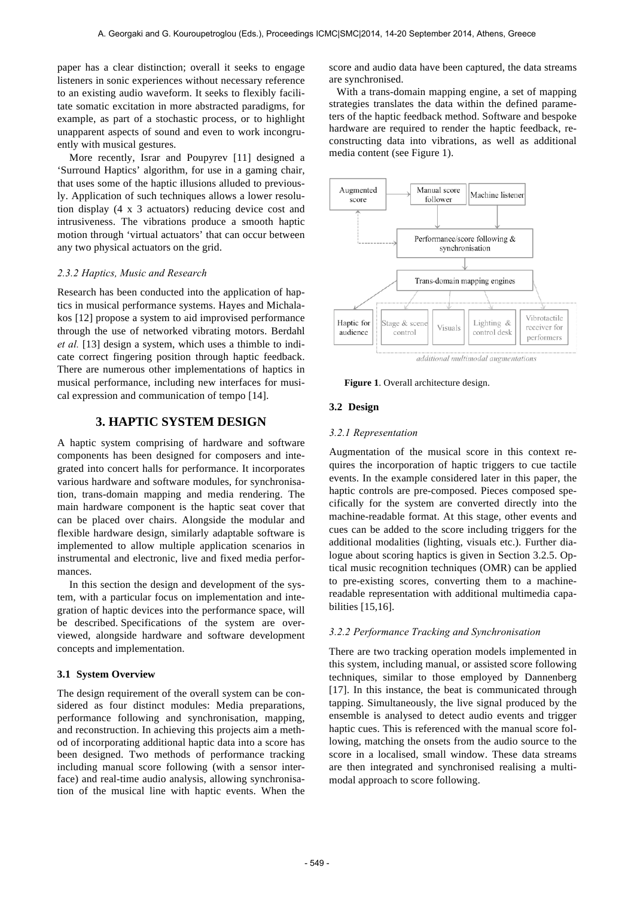paper has a clear distinction; overall it seeks to engage listeners in sonic experiences without necessary reference to an existing audio waveform. It seeks to flexibly facilitate somatic excitation in more abstracted paradigms, for example, as part of a stochastic process, or to highlight unapparent aspects of sound and even to work incongruently with musical gestures.

More recently, Israr and Poupyrev [11] designed a 'Surround Haptics' algorithm, for use in a gaming chair, that uses some of the haptic illusions alluded to previously. Application of such techniques allows a lower resolution display (4 x 3 actuators) reducing device cost and intrusiveness. The vibrations produce a smooth haptic motion through 'virtual actuators' that can occur between any two physical actuators on the grid.

#### *2.3.2 Haptics, Music and Research*

Research has been conducted into the application of haptics in musical performance systems. Hayes and Michalakos [12] propose a system to aid improvised performance through the use of networked vibrating motors. Berdahl *et al.* [13] design a system, which uses a thimble to indicate correct fingering position through haptic feedback. There are numerous other implementations of haptics in musical performance, including new interfaces for musical expression and communication of tempo [14].

## 3. HAPTIC SYSTEM DESIGN

A haptic system comprising of hardware and software components has been designed for composers and integrated into concert halls for performance. It incorporates various hardware and software modules, for synchronisation, trans-domain mapping and media rendering. The main hardware component is the haptic seat cover that can be placed over chairs. Alongside the modular and flexible hardware design, similarly adaptable software is implemented to allow multiple application scenarios in instrumental and electronic, live and fixed media performances.

In this section the design and development of the system, with a particular focus on implementation and integration of haptic devices into the performance space, will be described. Specifications of the system are overviewed, alongside hardware and software development concepts and implementation.

### 3.1 System Overview

The design requirement of the overall system can be considered as four distinct modules: Media preparations, performance following and synchronisation, mapping, and reconstruction. In achieving this projects aim a method of incorporating additional haptic data into a score has been designed. Two methods of performance tracking including manual score following (with a sensor interface) and real-time audio analysis, allowing synchronisation of the musical line with haptic events. When the score and audio data have been captured, the data streams are synchronised.

With a trans-domain mapping engine, a set of mapping strategies translates the data within the defined parameters of the haptic feedback method. Software and bespoke hardware are required to render the haptic feedback, reconstructing data into vibrations, as well as additional media content (see Figure 1).

Augmented score | Manual score follower | Machine listener | Performance/score following & synchronisation | Trans-domain mapping engines | Haptic for audience | Stage & scene control | Visuals | Lighting & control desk | Vibrotactile receiver for performers | additional multimodal augmentations

**Figure 1**. Overall architecture design.

### 3.2 Design

#### *3.2.1 Representation*

Augmentation of the musical score in this context requires the incorporation of haptic triggers to cue tactile events. In the example considered later in this paper, the haptic controls are pre-composed. Pieces composed specifically for the system are converted directly into the machine-readable format. At this stage, other events and cues can be added to the score including triggers for the additional modalities (lighting, visuals etc.). Further dialogue about scoring haptics is given in Section 3.2.5. Optical music recognition techniques (OMR) can be applied to pre-existing scores, converting them to a machine-readable representation with additional multimedia capabilities [15,16].

#### *3.2.2 Performance Tracking and Synchronisation*

There are two tracking operation models implemented in this system, including manual, or assisted score following techniques, similar to those employed by Dannenberg [17]. In this instance, the beat is communicated through tapping. Simultaneously, the live signal produced by the ensemble is analysed to detect audio events and trigger haptic cues. This is referenced with the manual score following, matching the onsets from the audio source to the score in a localised, small window. These data streams are then integrated and synchronised realising a multimodal approach to score following.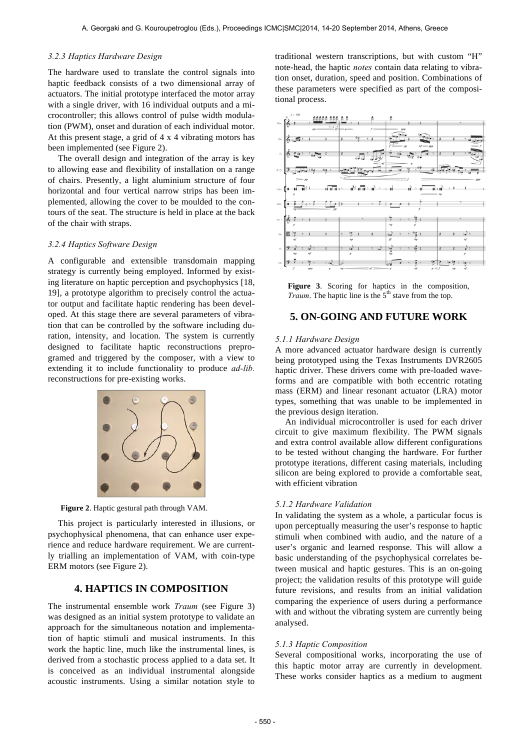### 3.2.3 Haptics Hardware Design

The hardware used to translate the control signals into haptic feedback consists of a two dimensional array of actuators. The initial prototype interfaced the motor array with a single driver, with 16 individual outputs and a microcontroller; this allows control of pulse width modulation (PWM), onset and duration of each individual motor. At this present stage, a grid of 4 x 4 vibrating motors has been implemented (see Figure 2).

The overall design and integration of the array is key to allowing ease and flexibility of installation on a range of chairs. Presently, a light aluminium structure of four horizontal and four vertical narrow strips has been implemented, allowing the cover to be moulded to the contours of the seat. The structure is held in place at the back of the chair with straps.

### 3.2.4 Haptics Software Design

A configurable and extensible transdomain mapping strategy is currently being employed. Informed by existing literature on haptic perception and psychophysics [18, 19], a prototype algorithm to precisely control the actuator output and facilitate haptic rendering has been developed. At this stage there are several parameters of vibration that can be controlled by the software including duration, intensity, and location. The system is currently designed to facilitate haptic reconstructions preprogramed and triggered by the composer, with a view to extending it to include functionality to produce *ad-lib.* reconstructions for pre-existing works.

**Figure 2**. Haptic gestural path through VAM.

This project is particularly interested in illusions, or psychophysical phenomena, that can enhance user experience and reduce hardware requirement. We are currently trialling an implementation of VAM, with coin-type ERM motors (see Figure 2).

## 4. HAPTICS IN COMPOSITION

The instrumental ensemble work *Traum* (see Figure 3) was designed as an initial system prototype to validate an approach for the simultaneous notation and implementation of haptic stimuli and musical instruments. In this work the haptic line, much like the instrumental lines, is derived from a stochastic process applied to a data set. It is conceived as an individual instrumental alongside acoustic instruments. Using a similar notation style to traditional western transcriptions, but with custom "H" note-head, the haptic *notes* contain data relating to vibration onset, duration, speed and position. Combinations of these parameters were specified as part of the compositional process.

**Figure 3**. Scoring for haptics in the composition, *Traum*. The haptic line is the 5th stave from the top.

## 5. ON-GOING AND FUTURE WORK

### 5.1.1 Hardware Design

A more advanced actuator hardware design is currently being prototyped using the Texas Instruments DVR2605 haptic driver. These drivers come with pre-loaded waveforms and are compatible with both eccentric rotating mass (ERM) and linear resonant actuator (LRA) motor types, something that was unable to be implemented in the previous design iteration.

An individual microcontroller is used for each driver circuit to give maximum flexibility. The PWM signals and extra control available allow different configurations to be tested without changing the hardware. For further prototype iterations, different casing materials, including silicon are being explored to provide a comfortable seat, with efficient vibration

### 5.1.2 Hardware Validation

In validating the system as a whole, a particular focus is upon perceptually measuring the user's response to haptic stimuli when combined with audio, and the nature of a user's organic and learned response. This will allow a basic understanding of the psychophysical correlates between musical and haptic gestures. This is an on-going project; the validation results of this prototype will guide future revisions, and results from an initial validation comparing the experience of users during a performance with and without the vibrating system are currently being analysed.

### 5.1.3 Haptic Composition

Several compositional works, incorporating the use of this haptic motor array are currently in development. These works consider haptics as a medium to augment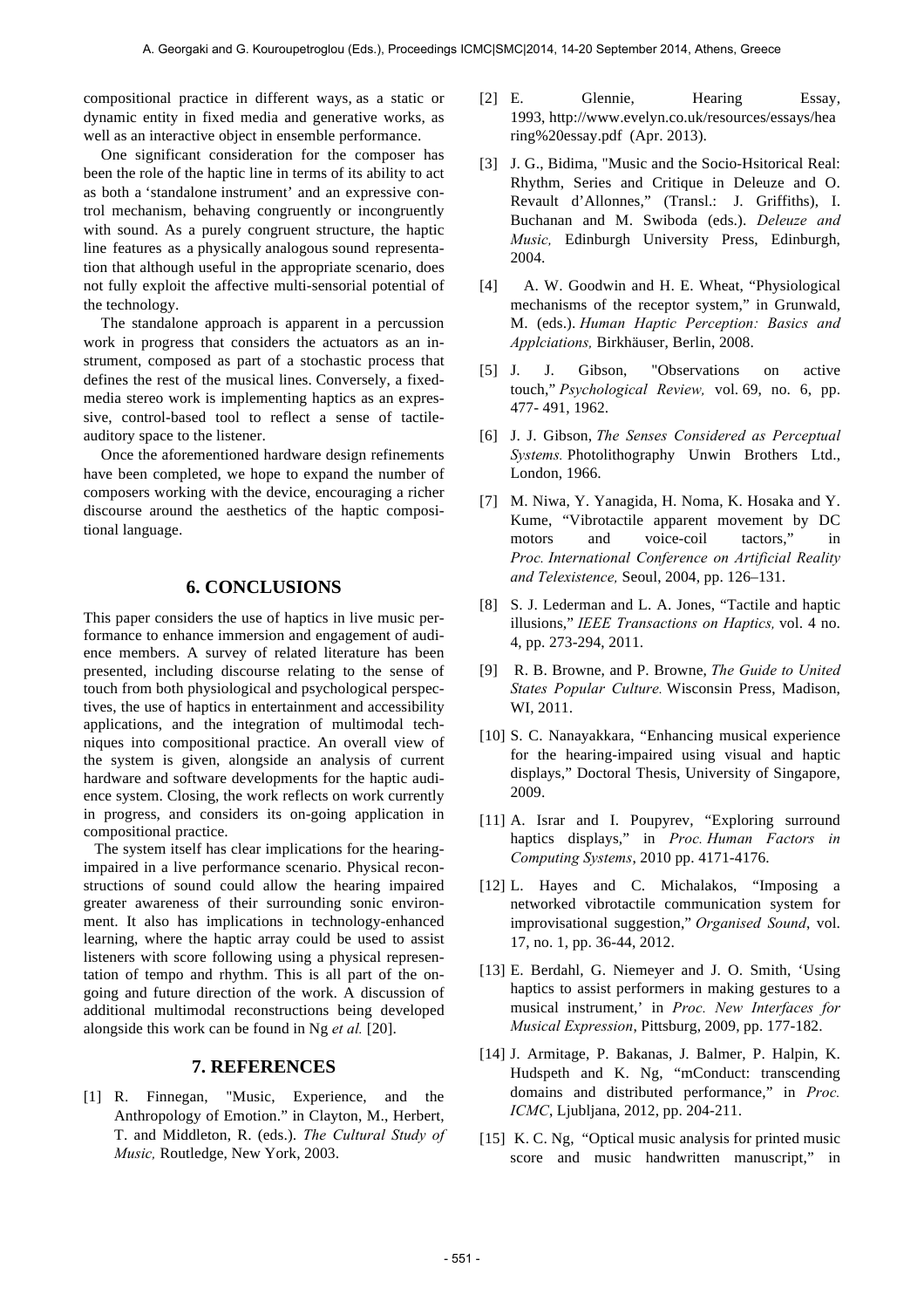compositional practice in different ways, as a static or dynamic entity in fixed media and generative works, as well as an interactive object in ensemble performance.

One significant consideration for the composer has been the role of the haptic line in terms of its ability to act as both a 'standalone instrument' and an expressive control mechanism, behaving congruently or incongruently with sound. As a purely congruent structure, the haptic line features as a physically analogous sound representation that although useful in the appropriate scenario, does not fully exploit the affective multi-sensorial potential of the technology.

The standalone approach is apparent in a percussion work in progress that considers the actuators as an instrument, composed as part of a stochastic process that defines the rest of the musical lines. Conversely, a fixed-media stereo work is implementing haptics as an expressive, control-based tool to reflect a sense of tactile-auditory space to the listener.

Once the aforementioned hardware design refinements have been completed, we hope to expand the number of composers working with the device, encouraging a richer discourse around the aesthetics of the haptic compositional language.

## 6. CONCLUSIONS

This paper considers the use of haptics in live music performance to enhance immersion and engagement of audience members. A survey of related literature has been presented, including discourse relating to the sense of touch from both physiological and psychological perspectives, the use of haptics in entertainment and accessibility applications, and the integration of multimodal techniques into compositional practice. An overall view of the system is given, alongside an analysis of current hardware and software developments for the haptic audience system. Closing, the work reflects on work currently in progress, and considers its on-going application in compositional practice.

The system itself has clear implications for the hearing-impaired in a live performance scenario. Physical reconstructions of sound could allow the hearing impaired greater awareness of their surrounding sonic environment. It also has implications in technology-enhanced learning, where the haptic array could be used to assist listeners with score following using a physical representation of tempo and rhythm. This is all part of the on-going and future direction of the work. A discussion of additional multimodal reconstructions being developed alongside this work can be found in Ng *et al.* [20].

## 7. REFERENCES

[1] R. Finnegan, "Music, Experience, and the Anthropology of Emotion." in Clayton, M., Herbert, T. and Middleton, R. (eds.). *The Cultural Study of Music,* Routledge, New York, 2003.

[2] E. Glennie, Hearing Essay, 1993, http://www.evelyn.co.uk/resources/essays/hearing%20essay.pdf (Apr. 2013).

[3] J. G., Bidima, "Music and the Socio-Hsitorical Real: Rhythm, Series and Critique in Deleuze and O. Revault d'Allonnes," (Transl.: J. Griffiths), I. Buchanan and M. Swiboda (eds.). *Deleuze and Music,* Edinburgh University Press, Edinburgh, 2004.

[4] A. W. Goodwin and H. E. Wheat, "Physiological mechanisms of the receptor system," in Grunwald, M. (eds.). *Human Haptic Perception: Basics and Applciations,* Birkhäuser, Berlin, 2008.

[5] J. J. Gibson, "Observations on active touch," *Psychological Review,* vol. 69, no. 6, pp. 477- 491, 1962.

[6] J. J. Gibson, *The Senses Considered as Perceptual Systems.* Photolithography Unwin Brothers Ltd., London, 1966.

[7] M. Niwa, Y. Yanagida, H. Noma, K. Hosaka and Y. Kume, "Vibrotactile apparent movement by DC motors and voice-coil tactors," in *Proc. International Conference on Artificial Reality and Telexistence,* Seoul, 2004, pp. 126–131.

[8] S. J. Lederman and L. A. Jones, "Tactile and haptic illusions," *IEEE Transactions on Haptics,* vol. 4 no. 4, pp. 273-294, 2011.

[9] R. B. Browne, and P. Browne, *The Guide to United States Popular Culture.* Wisconsin Press, Madison, WI, 2011.

[10] S. C. Nanayakkara, "Enhancing musical experience for the hearing-impaired using visual and haptic displays," Doctoral Thesis, University of Singapore, 2009.

[11] A. Israr and I. Poupyrev, "Exploring surround haptics displays," in *Proc. Human Factors in Computing Systems*, 2010 pp. 4171-4176.

[12] L. Hayes and C. Michalakos, "Imposing a networked vibrotactile communication system for improvisational suggestion," *Organised Sound*, vol. 17, no. 1, pp. 36-44, 2012.

[13] E. Berdahl, G. Niemeyer and J. O. Smith, 'Using haptics to assist performers in making gestures to a musical instrument,' in *Proc. New Interfaces for Musical Expression*, Pittsburg, 2009, pp. 177-182.

[14] J. Armitage, P. Bakanas, J. Balmer, P. Halpin, K. Hudspeth and K. Ng, "mConduct: transcending domains and distributed performance," in *Proc. ICMC*, Ljubljana, 2012, pp. 204-211.

[15] K. C. Ng, "Optical music analysis for printed music score and music handwritten manuscript," in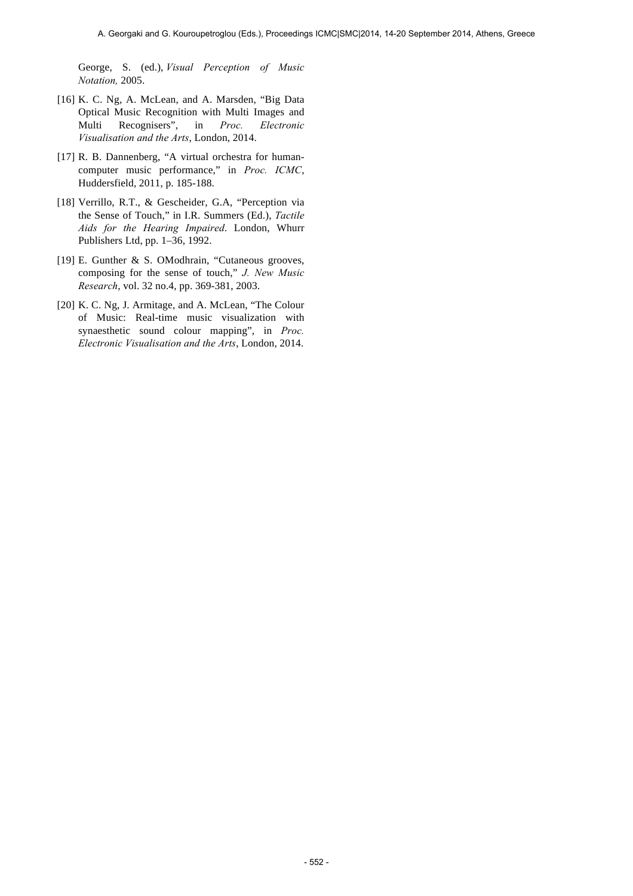George, S. (ed.), *Visual Perception of Music Notation,* 2005.

[16] K. C. Ng, A. McLean, and A. Marsden, "Big Data Optical Music Recognition with Multi Images and Multi Recognisers", in *Proc. Electronic Visualisation and the Arts*, London, 2014.

[17] R. B. Dannenberg, "A virtual orchestra for human-computer music performance," in *Proc. ICMC*, Huddersfield, 2011, p. 185-188.

[18] Verrillo, R.T., & Gescheider, G.A, "Perception via the Sense of Touch," in I.R. Summers (Ed.), *Tactile Aids for the Hearing Impaired*. London, Whurr Publishers Ltd, pp. 1–36, 1992.

[19] E. Gunther & S. OModhrain, "Cutaneous grooves, composing for the sense of touch," *J. New Music Research*, vol. 32 no.4, pp. 369-381, 2003.

[20] K. C. Ng, J. Armitage, and A. McLean, "The Colour of Music: Real-time music visualization with synaesthetic sound colour mapping", in *Proc. Electronic Visualisation and the Arts*, London, 2014.